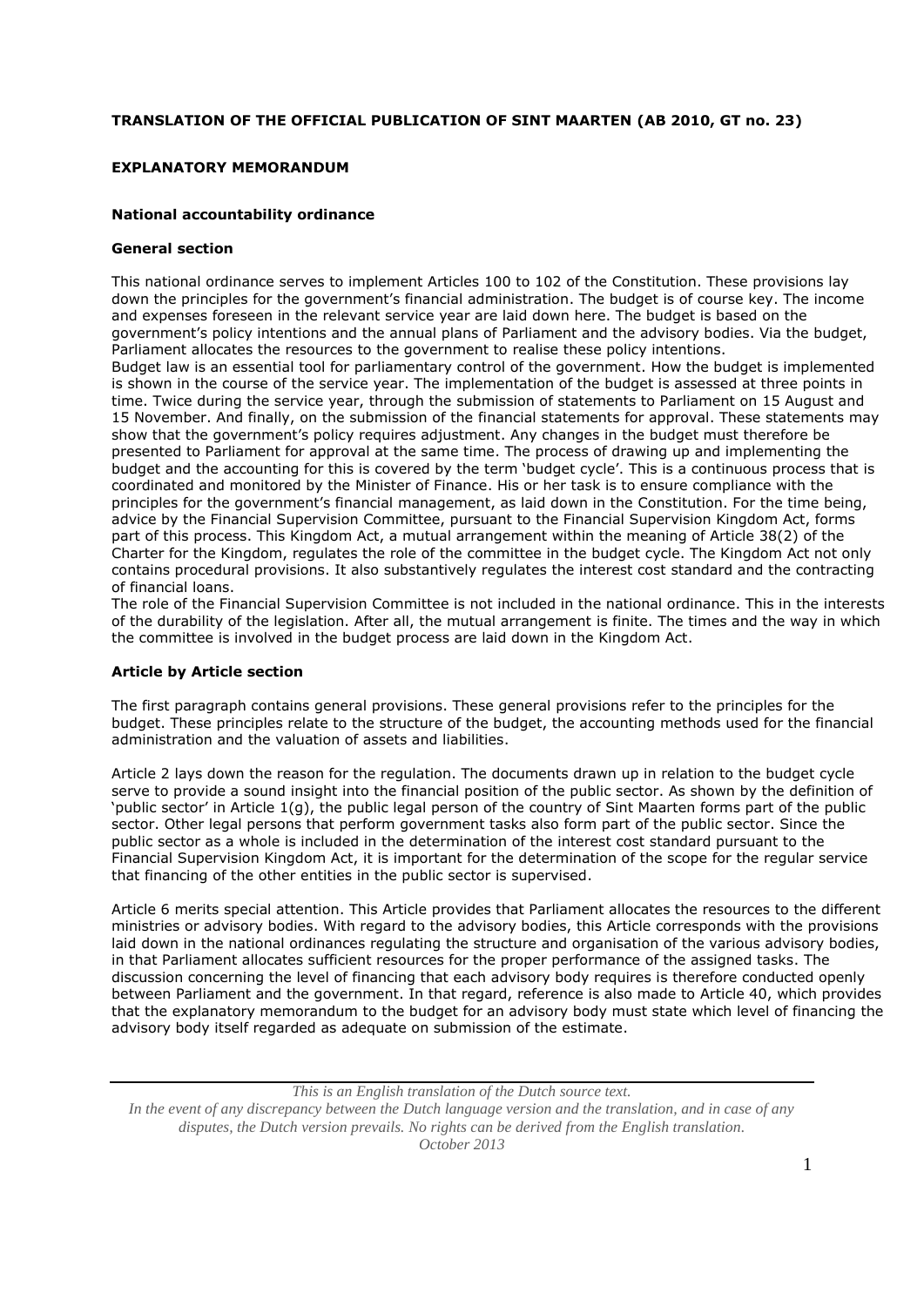# TRANSLATION OF THE OFFICIAL PUBLICATION OF SINT MAARTEN (AB 2010, GT no. 23)

## EXPLANATORY MEMORANDUM

### National accountability ordinance

#### General section

This national ordinance serves to implement Articles 100 to 102 of the Constitution. These provisions lay down the principles for the government's financial administration. The budget is of course key. The income and expenses foreseen in the relevant service year are laid down here. The budget is based on the government's policy intentions and the annual plans of Parliament and the advisory bodies. Via the budget, Parliament allocates the resources to the government to realise these policy intentions.

Budget law is an essential tool for parliamentary control of the government. How the budget is implemented is shown in the course of the service year. The implementation of the budget is assessed at three points in time. Twice during the service year, through the submission of statements to Parliament on 15 August and 15 November. And finally, on the submission of the financial statements for approval. These statements may show that the government's policy requires adjustment. Any changes in the budget must therefore be presented to Parliament for approval at the same time. The process of drawing up and implementing the budget and the accounting for this is covered by the term 'budget cycle'. This is a continuous process that is coordinated and monitored by the Minister of Finance. His or her task is to ensure compliance with the principles for the government's financial management, as laid down in the Constitution. For the time being, advice by the Financial Supervision Committee, pursuant to the Financial Supervision Kingdom Act, forms part of this process. This Kingdom Act, a mutual arrangement within the meaning of Article 38(2) of the Charter for the Kingdom, regulates the role of the committee in the budget cycle. The Kingdom Act not only contains procedural provisions. It also substantively regulates the interest cost standard and the contracting of financial loans.

The role of the Financial Supervision Committee is not included in the national ordinance. This in the interests of the durability of the legislation. After all, the mutual arrangement is finite. The times and the way in which the committee is involved in the budget process are laid down in the Kingdom Act.

#### Article by Article section

The first paragraph contains general provisions. These general provisions refer to the principles for the budget. These principles relate to the structure of the budget, the accounting methods used for the financial administration and the valuation of assets and liabilities.

Article 2 lays down the reason for the regulation. The documents drawn up in relation to the budget cycle serve to provide a sound insight into the financial position of the public sector. As shown by the definition of 'public sector' in Article 1(g), the public legal person of the country of Sint Maarten forms part of the public sector. Other legal persons that perform government tasks also form part of the public sector. Since the public sector as a whole is included in the determination of the interest cost standard pursuant to the Financial Supervision Kingdom Act, it is important for the determination of the scope for the regular service that financing of the other entities in the public sector is supervised.

Article 6 merits special attention. This Article provides that Parliament allocates the resources to the different ministries or advisory bodies. With regard to the advisory bodies, this Article corresponds with the provisions laid down in the national ordinances regulating the structure and organisation of the various advisory bodies, in that Parliament allocates sufficient resources for the proper performance of the assigned tasks. The discussion concerning the level of financing that each advisory body requires is therefore conducted openly between Parliament and the government. In that regard, reference is also made to Article 40, which provides that the explanatory memorandum to the budget for an advisory body must state which level of financing the advisory body itself regarded as adequate on submission of the estimate.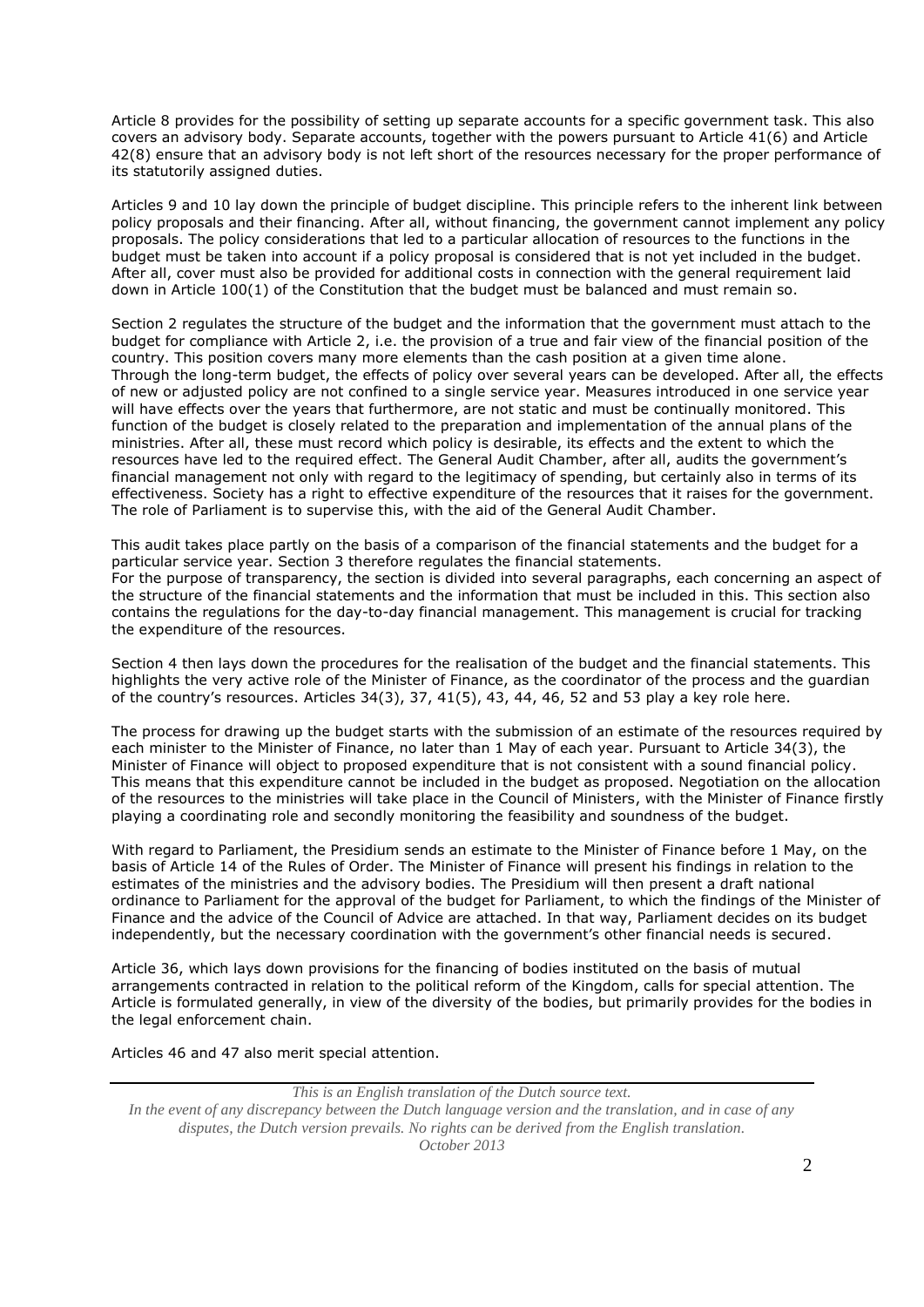Article 8 provides for the possibility of setting up separate accounts for a specific government task. This also covers an advisory body. Separate accounts, together with the powers pursuant to Article 41(6) and Article 42(8) ensure that an advisory body is not left short of the resources necessary for the proper performance of its statutorily assigned duties.

Articles 9 and 10 lay down the principle of budget discipline. This principle refers to the inherent link between policy proposals and their financing. After all, without financing, the government cannot implement any policy proposals. The policy considerations that led to a particular allocation of resources to the functions in the budget must be taken into account if a policy proposal is considered that is not yet included in the budget. After all, cover must also be provided for additional costs in connection with the general requirement laid down in Article 100(1) of the Constitution that the budget must be balanced and must remain so.

Section 2 regulates the structure of the budget and the information that the government must attach to the budget for compliance with Article 2, i.e. the provision of a true and fair view of the financial position of the country. This position covers many more elements than the cash position at a given time alone.
Through the long-term budget, the effects of policy over several years can be developed. After all, the effects of new or adjusted policy are not confined to a single service year. Measures introduced in one service year will have effects over the years that furthermore, are not static and must be continually monitored. This function of the budget is closely related to the preparation and implementation of the annual plans of the ministries. After all, these must record which policy is desirable, its effects and the extent to which the resources have led to the required effect. The General Audit Chamber, after all, audits the government's financial management not only with regard to the legitimacy of spending, but certainly also in terms of its effectiveness. Society has a right to effective expenditure of the resources that it raises for the government. The role of Parliament is to supervise this, with the aid of the General Audit Chamber.

This audit takes place partly on the basis of a comparison of the financial statements and the budget for a particular service year. Section 3 therefore regulates the financial statements.
For the purpose of transparency, the section is divided into several paragraphs, each concerning an aspect of the structure of the financial statements and the information that must be included in this. This section also contains the regulations for the day-to-day financial management. This management is crucial for tracking the expenditure of the resources.

Section 4 then lays down the procedures for the realisation of the budget and the financial statements. This highlights the very active role of the Minister of Finance, as the coordinator of the process and the guardian of the country's resources. Articles 34(3), 37, 41(5), 43, 44, 46, 52 and 53 play a key role here.

The process for drawing up the budget starts with the submission of an estimate of the resources required by each minister to the Minister of Finance, no later than 1 May of each year. Pursuant to Article 34(3), the Minister of Finance will object to proposed expenditure that is not consistent with a sound financial policy. This means that this expenditure cannot be included in the budget as proposed. Negotiation on the allocation of the resources to the ministries will take place in the Council of Ministers, with the Minister of Finance firstly playing a coordinating role and secondly monitoring the feasibility and soundness of the budget.

With regard to Parliament, the Presidium sends an estimate to the Minister of Finance before 1 May, on the basis of Article 14 of the Rules of Order. The Minister of Finance will present his findings in relation to the estimates of the ministries and the advisory bodies. The Presidium will then present a draft national ordinance to Parliament for the approval of the budget for Parliament, to which the findings of the Minister of Finance and the advice of the Council of Advice are attached. In that way, Parliament decides on its budget independently, but the necessary coordination with the government's other financial needs is secured.

Article 36, which lays down provisions for the financing of bodies instituted on the basis of mutual arrangements contracted in relation to the political reform of the Kingdom, calls for special attention. The Article is formulated generally, in view of the diversity of the bodies, but primarily provides for the bodies in the legal enforcement chain.

Articles 46 and 47 also merit special attention.

*This is an English translation of the Dutch source text.*
*In the event of any discrepancy between the Dutch language version and the translation, and in case of any disputes, the Dutch version prevails. No rights can be derived from the English translation.*
*October 2013*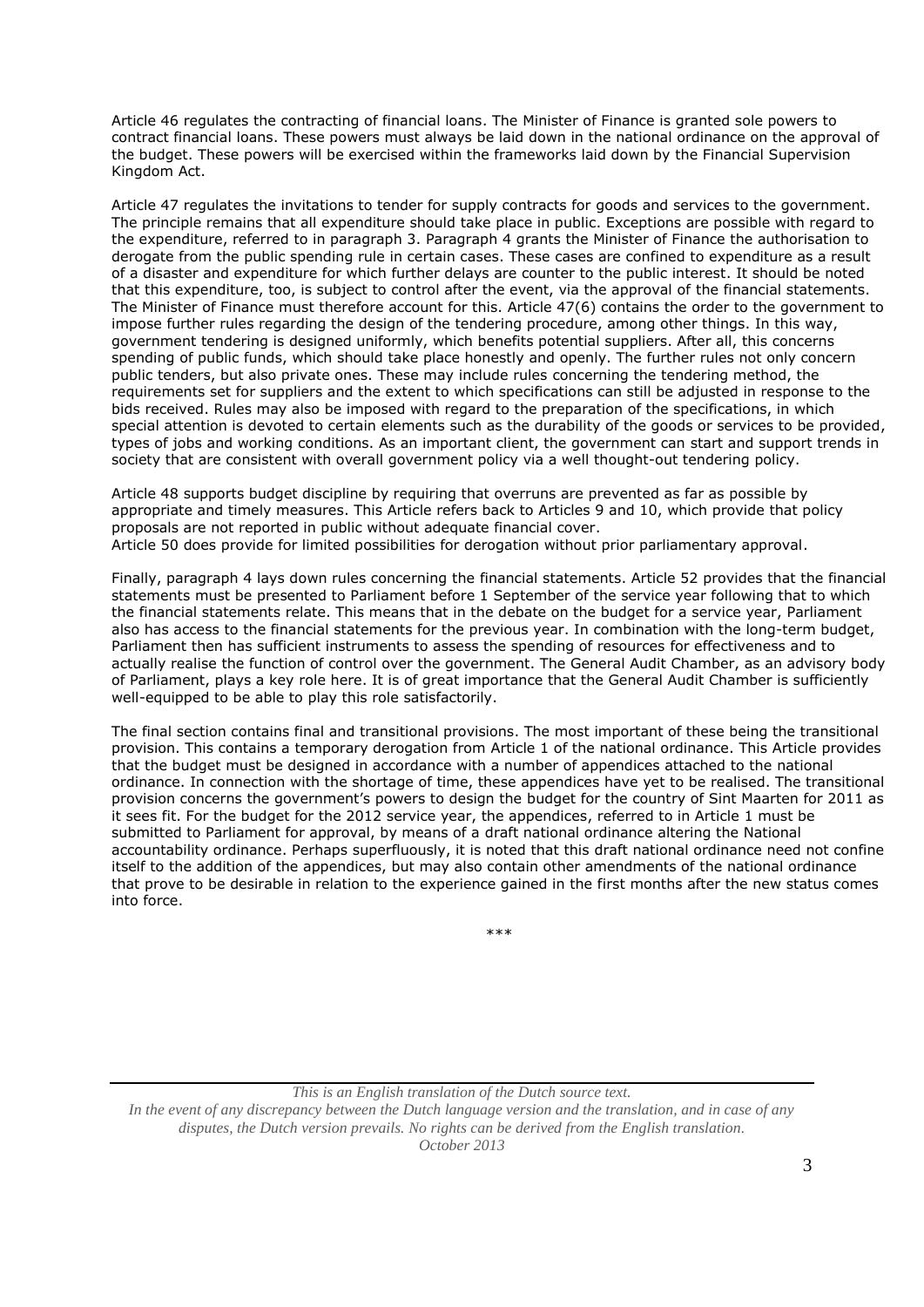Article 46 regulates the contracting of financial loans. The Minister of Finance is granted sole powers to contract financial loans. These powers must always be laid down in the national ordinance on the approval of the budget. These powers will be exercised within the frameworks laid down by the Financial Supervision Kingdom Act.

Article 47 regulates the invitations to tender for supply contracts for goods and services to the government. The principle remains that all expenditure should take place in public. Exceptions are possible with regard to the expenditure, referred to in paragraph 3. Paragraph 4 grants the Minister of Finance the authorisation to derogate from the public spending rule in certain cases. These cases are confined to expenditure as a result of a disaster and expenditure for which further delays are counter to the public interest. It should be noted that this expenditure, too, is subject to control after the event, via the approval of the financial statements. The Minister of Finance must therefore account for this. Article 47(6) contains the order to the government to impose further rules regarding the design of the tendering procedure, among other things. In this way, government tendering is designed uniformly, which benefits potential suppliers. After all, this concerns spending of public funds, which should take place honestly and openly. The further rules not only concern public tenders, but also private ones. These may include rules concerning the tendering method, the requirements set for suppliers and the extent to which specifications can still be adjusted in response to the bids received. Rules may also be imposed with regard to the preparation of the specifications, in which special attention is devoted to certain elements such as the durability of the goods or services to be provided, types of jobs and working conditions. As an important client, the government can start and support trends in society that are consistent with overall government policy via a well thought-out tendering policy.

Article 48 supports budget discipline by requiring that overruns are prevented as far as possible by appropriate and timely measures. This Article refers back to Articles 9 and 10, which provide that policy proposals are not reported in public without adequate financial cover.
Article 50 does provide for limited possibilities for derogation without prior parliamentary approval.

Finally, paragraph 4 lays down rules concerning the financial statements. Article 52 provides that the financial statements must be presented to Parliament before 1 September of the service year following that to which the financial statements relate. This means that in the debate on the budget for a service year, Parliament also has access to the financial statements for the previous year. In combination with the long-term budget, Parliament then has sufficient instruments to assess the spending of resources for effectiveness and to actually realise the function of control over the government. The General Audit Chamber, as an advisory body of Parliament, plays a key role here. It is of great importance that the General Audit Chamber is sufficiently well-equipped to be able to play this role satisfactorily.

The final section contains final and transitional provisions. The most important of these being the transitional provision. This contains a temporary derogation from Article 1 of the national ordinance. This Article provides that the budget must be designed in accordance with a number of appendices attached to the national ordinance. In connection with the shortage of time, these appendices have yet to be realised. The transitional provision concerns the government's powers to design the budget for the country of Sint Maarten for 2011 as it sees fit. For the budget for the 2012 service year, the appendices, referred to in Article 1 must be submitted to Parliament for approval, by means of a draft national ordinance altering the National accountability ordinance. Perhaps superfluously, it is noted that this draft national ordinance need not confine itself to the addition of the appendices, but may also contain other amendments of the national ordinance that prove to be desirable in relation to the experience gained in the first months after the new status comes into force.

\*\*\*

*This is an English translation of the Dutch source text.*
*In the event of any discrepancy between the Dutch language version and the translation, and in case of any disputes, the Dutch version prevails. No rights can be derived from the English translation.*
*October 2013*